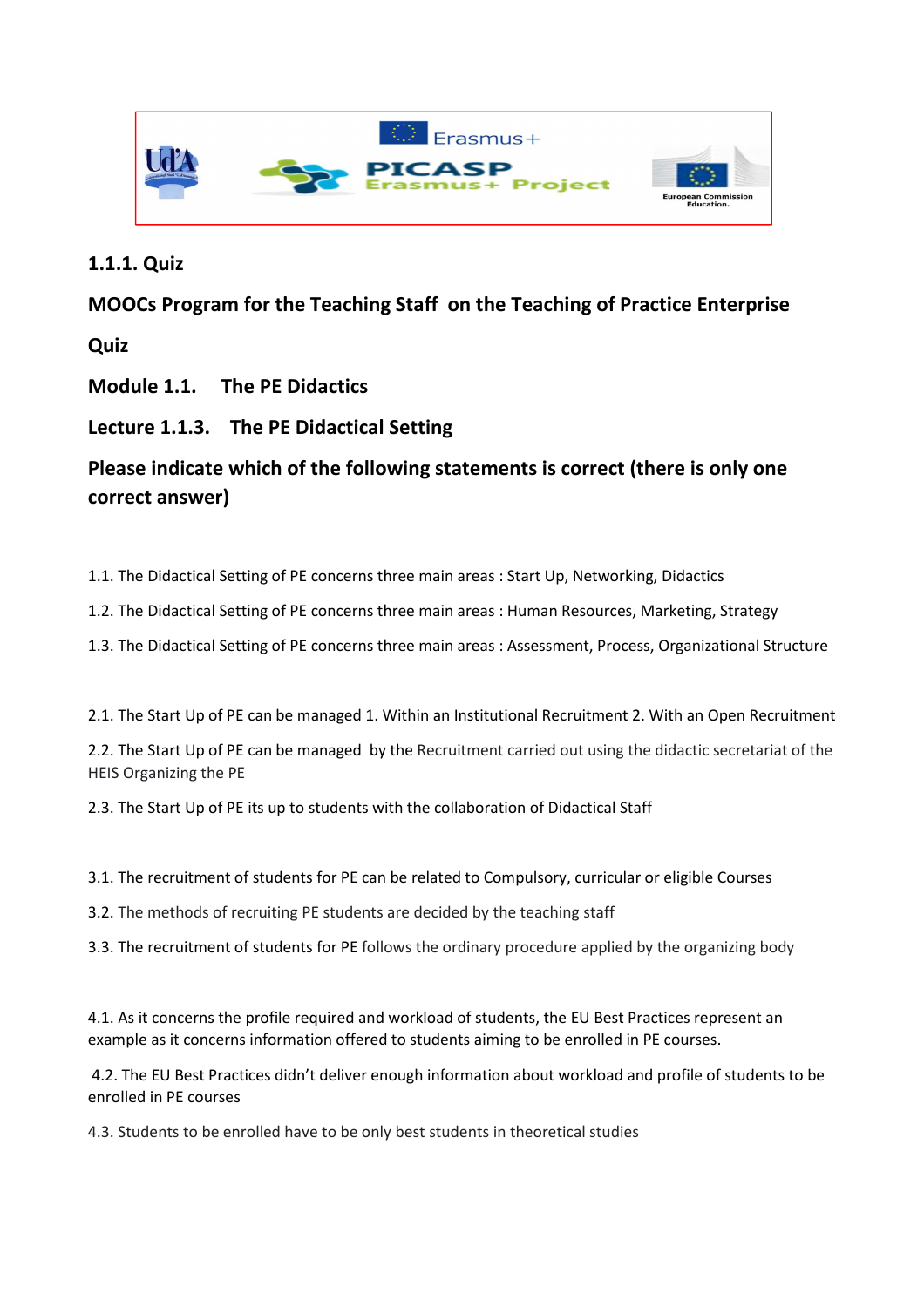## 1.1.1. Quiz

**MOOCs Program for the Teaching Staff on the Teaching of Practice Enterprise**

**Quiz**

**Module 1.1. The PE Didactics**

**Lecture 1.1.3. The PE Didactical Setting**

**Please indicate which of the following statements is correct (there is only one correct answer)**

1.1. The Didactical Setting of PE concerns three main areas : Start Up, Networking, Didactics

1.2. The Didactical Setting of PE concerns three main areas : Human Resources, Marketing, Strategy

1.3. The Didactical Setting of PE concerns three main areas : Assessment, Process, Organizational Structure

2.1. The Start Up of PE can be managed 1. Within an Institutional Recruitment 2. With an Open Recruitment

2.2. The Start Up of PE can be managed by the Recruitment carried out using the didactic secretariat of the HEIS Organizing the PE

2.3. The Start Up of PE its up to students with the collaboration of Didactical Staff

3.1. The recruitment of students for PE can be related to Compulsory, curricular or eligible Courses

3.2. The methods of recruiting PE students are decided by the teaching staff

3.3. The recruitment of students for PE follows the ordinary procedure applied by the organizing body

4.1. As it concerns the profile required and workload of students, the EU Best Practices represent an example as it concerns information offered to students aiming to be enrolled in PE courses.

4.2. The EU Best Practices didn't deliver enough information about workload and profile of students to be enrolled in PE courses

4.3. Students to be enrolled have to be only best students in theoretical studies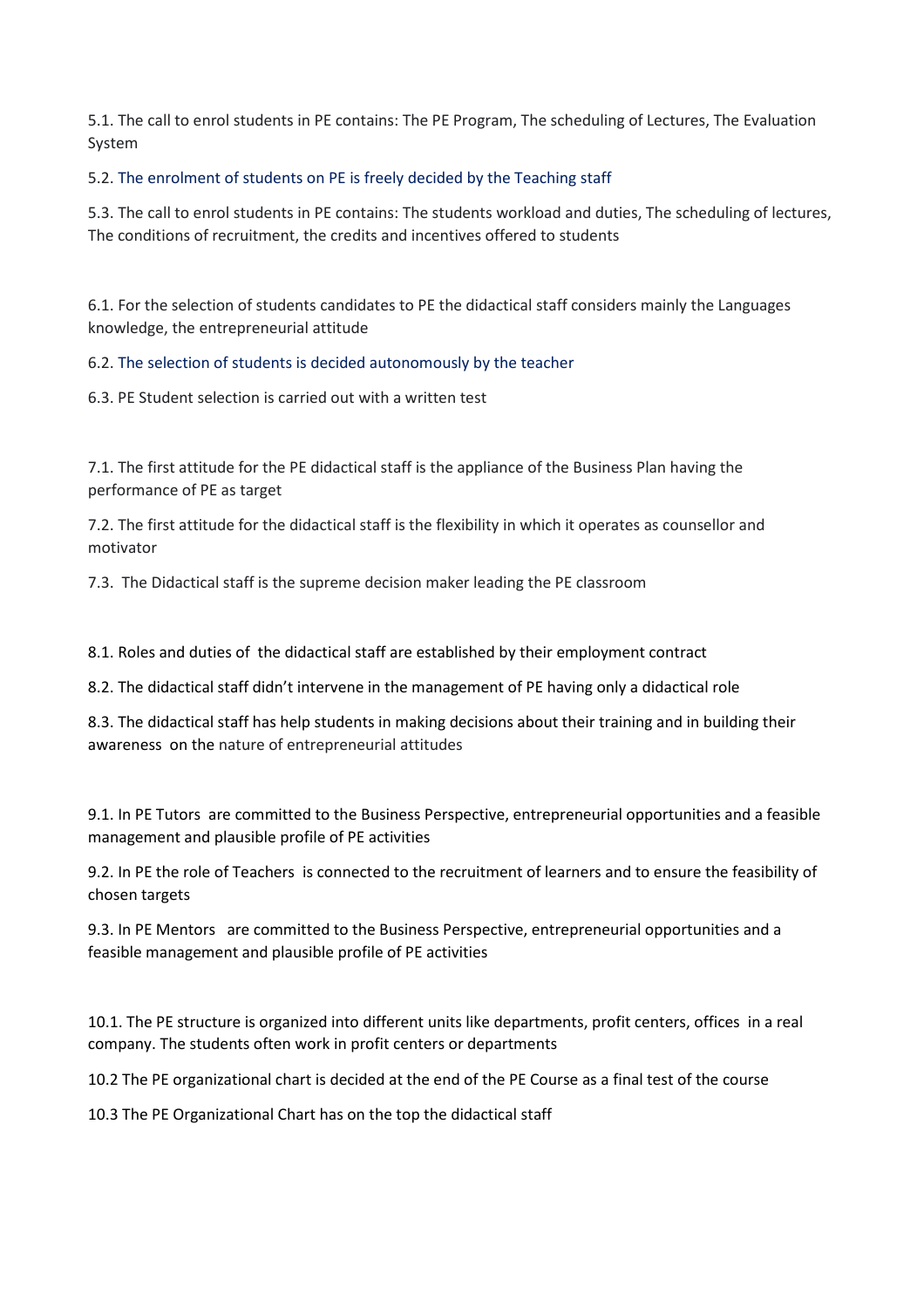5.1. The call to enrol students in PE contains: The PE Program, The scheduling of Lectures, The Evaluation System

5.2. The enrolment of students on PE is freely decided by the Teaching staff

5.3. The call to enrol students in PE contains: The students workload and duties, The scheduling of lectures, The conditions of recruitment, the credits and incentives offered to students

6.1. For the selection of students candidates to PE the didactical staff considers mainly the Languages knowledge, the entrepreneurial attitude

6.2. The selection of students is decided autonomously by the teacher

6.3. PE Student selection is carried out with a written test

7.1. The first attitude for the PE didactical staff is the appliance of the Business Plan having the performance of PE as target

7.2. The first attitude for the didactical staff is the flexibility in which it operates as counsellor and motivator

7.3. The Didactical staff is the supreme decision maker leading the PE classroom

8.1. Roles and duties of the didactical staff are established by their employment contract

8.2. The didactical staff didn't intervene in the management of PE having only a didactical role

8.3. The didactical staff has help students in making decisions about their training and in building their awareness on the nature of entrepreneurial attitudes

9.1. In PE Tutors are committed to the Business Perspective, entrepreneurial opportunities and a feasible management and plausible profile of PE activities

9.2. In PE the role of Teachers is connected to the recruitment of learners and to ensure the feasibility of chosen targets

9.3. In PE Mentors are committed to the Business Perspective, entrepreneurial opportunities and a feasible management and plausible profile of PE activities

10.1. The PE structure is organized into different units like departments, profit centers, offices in a real company. The students often work in profit centers or departments

10.2 The PE organizational chart is decided at the end of the PE Course as a final test of the course

10.3 The PE Organizational Chart has on the top the didactical staff